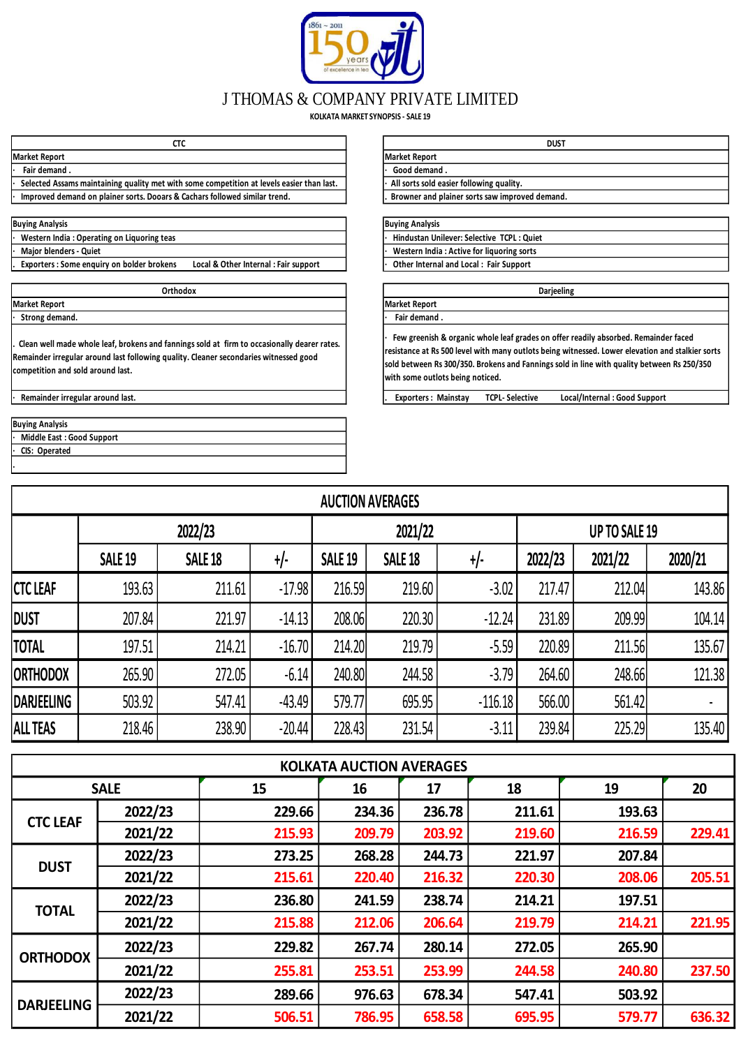# J THOMAS & COMPANY PRIVATE LIMITED

**KOLKATA MARKET SYNOPSIS - SALE 19**

## CTC

**Market Report**

- Fair demand .
- Selected Assams maintaining quality met with some competition at levels easier than last.
- Improved demand on plainer sorts. Dooars & Cachars followed similar trend.

**Buying Analysis**

- Western India : Operating on Liquoring teas
- Major blenders - Quiet
- Exporters : Some enquiry on bolder brokens Local & Other Internal : Fair support

## DUST

**Market Report**

- Good demand .
- All sorts sold easier following quality.
- Browner and plainer sorts saw improved demand.

**Buying Analysis**

- Hindustan Unilever: Selective TCPL : Quiet
- Western India : Active for liquoring sorts
- Other Internal and Local : Fair Support

## Orthodox

**Market Report**

- Strong demand.
- Clean well made whole leaf, brokens and fannings sold at firm to occasionally dearer rates. Remainder irregular around last following quality. Cleaner secondaries witnessed good competition and sold around last.
- Remainder irregular around last.

**Buying Analysis**

- Middle East : Good Support
- CIS: Operated

## Darjeeling

**Market Report**

- Fair demand .
- Few greenish & organic whole leaf grades on offer readily absorbed. Remainder faced resistance at Rs 500 level with many outlots being witnessed. Lower elevation and stalkier sorts sold between Rs 300/350. Brokens and Fannings sold in line with quality between Rs 250/350 with some outlots being noticed.
- Exporters : Mainstay TCPL- Selective Local/Internal : Good Support

## AUCTION AVERAGES

| | 2022/23 | | | 2021/22 | | | UP TO SALE 19 | | |
|---|---|---|---|---|---|---|---|---|---|
| | SALE 19 | SALE 18 | +/- | SALE 19 | SALE 18 | +/- | 2022/23 | 2021/22 | 2020/21 |
| CTC LEAF | 193.63 | 211.61 | -17.98 | 216.59 | 219.60 | -3.02 | 217.47 | 212.04 | 143.86 |
| DUST | 207.84 | 221.97 | -14.13 | 208.06 | 220.30 | -12.24 | 231.89 | 209.99 | 104.14 |
| TOTAL | 197.51 | 214.21 | -16.70 | 214.20 | 219.79 | -5.59 | 220.89 | 211.56 | 135.67 |
| ORTHODOX | 265.90 | 272.05 | -6.14 | 240.80 | 244.58 | -3.79 | 264.60 | 248.66 | 121.38 |
| DARJEELING | 503.92 | 547.41 | -43.49 | 579.77 | 695.95 | -116.18 | 566.00 | 561.42 | - |
| ALL TEAS | 218.46 | 238.90 | -20.44 | 228.43 | 231.54 | -3.11 | 239.84 | 225.29 | 135.40 |

## KOLKATA AUCTION AVERAGES

| SALE | | 15 | 16 | 17 | 18 | 19 | 20 |
|---|---|---|---|---|---|---|---|
| CTC LEAF | 2022/23 | 229.66 | 234.36 | 236.78 | 211.61 | 193.63 | |
| | 2021/22 | 215.93 | 209.79 | 203.92 | 219.60 | 216.59 | 229.41 |
| DUST | 2022/23 | 273.25 | 268.28 | 244.73 | 221.97 | 207.84 | |
| | 2021/22 | 215.61 | 220.40 | 216.32 | 220.30 | 208.06 | 205.51 |
| TOTAL | 2022/23 | 236.80 | 241.59 | 238.74 | 214.21 | 197.51 | |
| | 2021/22 | 215.88 | 212.06 | 206.64 | 219.79 | 214.21 | 221.95 |
| ORTHODOX | 2022/23 | 229.82 | 267.74 | 280.14 | 272.05 | 265.90 | |
| | 2021/22 | 255.81 | 253.51 | 253.99 | 244.58 | 240.80 | 237.50 |
| DARJEELING | 2022/23 | 289.66 | 976.63 | 678.34 | 547.41 | 503.92 | |
| | 2021/22 | 506.51 | 786.95 | 658.58 | 695.95 | 579.77 | 636.32 |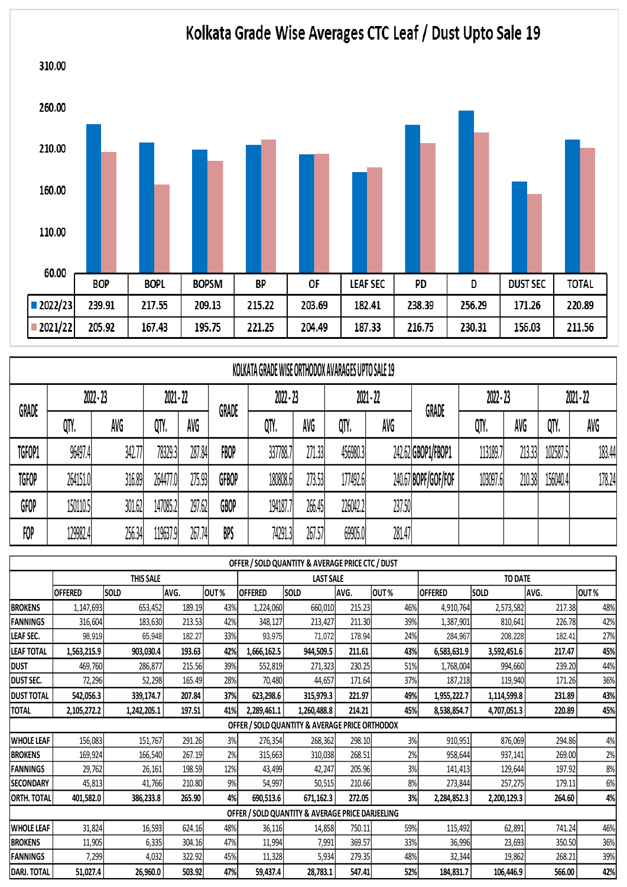## Kolkata Grade Wise Averages CTC Leaf / Dust Upto Sale 19

| | BOP | BOPL | BOPSM | BP | OF | LEAF SEC | PD | D | DUST SEC | TOTAL |
|---|---|---|---|---|---|---|---|---|---|---|
| 2022/23 | 239.91 | 217.55 | 209.13 | 215.22 | 203.69 | 182.41 | 238.39 | 256.29 | 171.26 | 220.89 |
| 2021/22 | 205.92 | 167.43 | 195.75 | 221.25 | 204.49 | 187.33 | 216.75 | 230.31 | 156.03 | 211.56 |

## KOLKATA GRADE WISE ORTHODOX AVARAGES UPTO SALE 19

| GRADE | 2022 - 23 | | 2021 - 22 | | GRADE | 2022 - 23 | | 2021 - 22 | | GRADE | 2022 - 23 | | 2021 - 22 | |
|---|---|---|---|---|---|---|---|---|---|---|---|---|---|---|
| | QTY. | AVG | QTY. | AVG | | QTY. | AVG | QTY. | AVG | | QTY. | AVG | QTY. | AVG |
| TGFOP1 | 96497.4 | 342.77 | 78329.3 | 287.84 | FBOP | 337788.7 | 271.33 | 456980.3 | 242.62 | GBOP1/FBOP1 | 113189.7 | 213.33 | 102587.5 | 183.44 |
| TGFOP | 264151.0 | 316.89 | 264477.0 | 275.93 | GFBOP | 180808.6 | 273.53 | 177492.6 | 240.67 | BOPF/GOF/FOF | 103097.6 | 210.38 | 156040.4 | 178.24 |
| GFOP | 150110.5 | 301.62 | 147085.2 | 297.62 | GBOP | 194187.7 | 266.45 | 226042.2 | 237.50 | | | | | |
| FOP | 129982.4 | 256.34 | 119637.9 | 267.74 | BPS | 74291.3 | 267.57 | 69905.0 | 281.47 | | | | | |

## OFFER / SOLD QUANTITY & AVERAGE PRICE CTC / DUST

| | THIS SALE | | | | LAST SALE | | | | TO DATE | | | |
|---|---|---|---|---|---|---|---|---|---|---|---|---|
| | OFFERED | SOLD | AVG. | OUT % | OFFERED | SOLD | AVG. | OUT % | OFFERED | SOLD | AVG. | OUT % |
| BROKENS | 1,147,693 | 653,452 | 189.19 | 43% | 1,224,060 | 660,010 | 215.23 | 46% | 4,910,764 | 2,573,582 | 217.38 | 48% |
| FANNINGS | 316,604 | 183,630 | 213.53 | 42% | 348,127 | 213,427 | 211.30 | 39% | 1,387,901 | 810,641 | 226.78 | 42% |
| LEAF SEC. | 98,919 | 65,948 | 182.27 | 33% | 93,975 | 71,072 | 178.94 | 24% | 284,967 | 208,228 | 182.41 | 27% |
| **LEAF TOTAL** | **1,563,215.9** | **903,030.4** | **193.63** | **42%** | **1,666,162.5** | **944,509.5** | **211.61** | **43%** | **6,583,631.9** | **3,592,451.6** | **217.47** | **45%** |
| DUST | 469,760 | 286,877 | 215.56 | 39% | 552,819 | 271,323 | 230.25 | 51% | 1,768,004 | 994,660 | 239.20 | 44% |
| DUST SEC. | 72,296 | 52,298 | 165.49 | 28% | 70,480 | 44,657 | 171.64 | 37% | 187,218 | 119,940 | 171.26 | 36% |
| **DUST TOTAL** | **542,056.3** | **339,174.7** | **207.84** | **37%** | **623,298.6** | **315,979.3** | **221.97** | **49%** | **1,955,222.7** | **1,114,599.8** | **231.89** | **43%** |
| **TOTAL** | **2,105,272.2** | **1,242,205.1** | **197.51** | **41%** | **2,289,461.1** | **1,260,488.8** | **214.21** | **45%** | **8,538,854.7** | **4,707,051.3** | **220.89** | **45%** |

## OFFER / SOLD QUANTITY & AVERAGE PRICE ORTHODOX

| | OFFERED | SOLD | AVG. | OUT % | OFFERED | SOLD | AVG. | OUT % | OFFERED | SOLD | AVG. | OUT % |
|---|---|---|---|---|---|---|---|---|---|---|---|---|
| WHOLE LEAF | 156,083 | 151,767 | 291.26 | 3% | 276,354 | 268,362 | 298.10 | 3% | 910,951 | 876,069 | 294.86 | 4% |
| BROKENS | 169,924 | 166,540 | 267.19 | 2% | 315,663 | 310,038 | 268.51 | 2% | 958,644 | 937,141 | 269.00 | 2% |
| FANNINGS | 29,762 | 26,161 | 198.59 | 12% | 43,499 | 42,247 | 205.96 | 3% | 141,413 | 129,644 | 197.92 | 8% |
| SECONDARY | 45,813 | 41,766 | 210.80 | 9% | 54,997 | 50,515 | 210.66 | 8% | 273,844 | 257,275 | 179.11 | 6% |
| **ORTH. TOTAL** | **401,582.0** | **386,233.8** | **265.90** | **4%** | **690,513.6** | **671,162.3** | **272.05** | **3%** | **2,284,852.3** | **2,200,129.3** | **264.60** | **4%** |

## OFFER / SOLD QUANTITY & AVERAGE PRICE DARJEELING

| | OFFERED | SOLD | AVG. | OUT % | OFFERED | SOLD | AVG. | OUT % | OFFERED | SOLD | AVG. | OUT % |
|---|---|---|---|---|---|---|---|---|---|---|---|---|
| WHOLE LEAF | 31,824 | 16,593 | 624.16 | 48% | 36,116 | 14,858 | 750.11 | 59% | 115,492 | 62,891 | 741.24 | 46% |
| BROKENS | 11,905 | 6,335 | 304.16 | 47% | 11,994 | 7,991 | 369.57 | 33% | 36,996 | 23,693 | 350.50 | 36% |
| FANNINGS | 7,299 | 4,032 | 322.92 | 45% | 11,328 | 5,934 | 279.35 | 48% | 32,344 | 19,862 | 268.21 | 39% |
| **DARJ. TOTAL** | **51,027.4** | **26,960.0** | **503.92** | **47%** | **59,437.4** | **28,783.1** | **547.41** | **52%** | **184,831.7** | **106,446.9** | **566.00** | **42%** |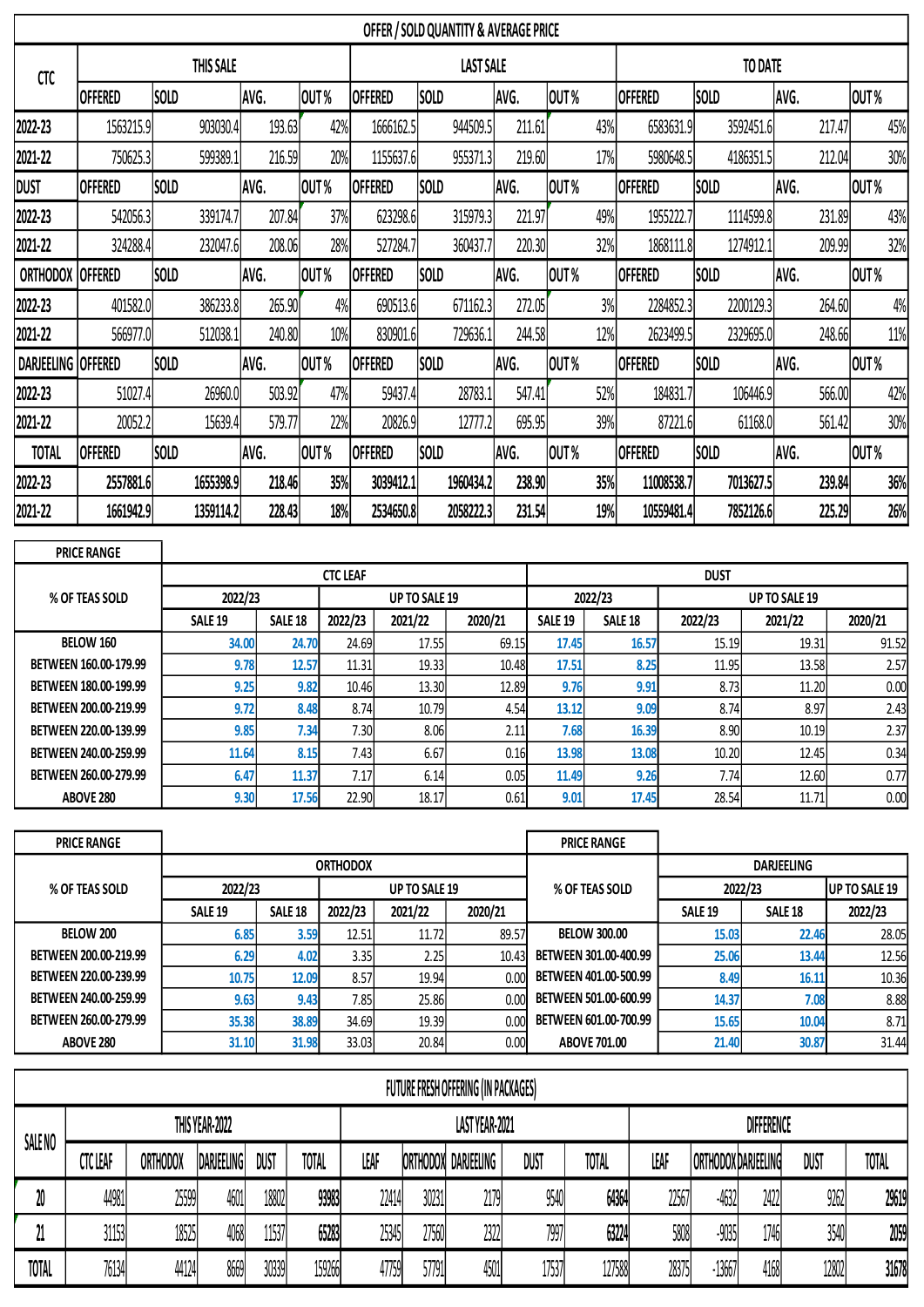## OFFER / SOLD QUANTITY & AVERAGE PRICE

| CTC | THIS SALE | | | | LAST SALE | | | | TO DATE | | | |
|---|---|---|---|---|---|---|---|---|---|---|---|---|
| | OFFERED | SOLD | AVG. | OUT % | OFFERED | SOLD | AVG. | OUT % | OFFERED | SOLD | AVG. | OUT % |
| 2022-23 | 1563215.9 | 903030.4 | 193.63 | 42% | 1666162.5 | 944509.5 | 211.61 | 43% | 6583631.9 | 3592451.6 | 217.47 | 45% |
| 2021-22 | 750625.3 | 599389.1 | 216.59 | 20% | 1155637.6 | 955371.3 | 219.60 | 17% | 5980648.5 | 4186351.5 | 212.04 | 30% |
| DUST | OFFERED | SOLD | AVG. | OUT % | OFFERED | SOLD | AVG. | OUT % | OFFERED | SOLD | AVG. | OUT % |
| 2022-23 | 542056.3 | 339174.7 | 207.84 | 37% | 623298.6 | 315979.3 | 221.97 | 49% | 1955222.7 | 1114599.8 | 231.89 | 43% |
| 2021-22 | 324288.4 | 232047.6 | 208.06 | 28% | 527284.7 | 360437.7 | 220.30 | 32% | 1868111.8 | 1274912.1 | 209.99 | 32% |
| ORTHODOX | OFFERED | SOLD | AVG. | OUT % | OFFERED | SOLD | AVG. | OUT % | OFFERED | SOLD | AVG. | OUT % |
| 2022-23 | 401582.0 | 386233.8 | 265.90 | 4% | 690513.6 | 671162.3 | 272.05 | 3% | 2284852.3 | 2200129.3 | 264.60 | 4% |
| 2021-22 | 566977.0 | 512038.1 | 240.80 | 10% | 830901.6 | 729636.1 | 244.58 | 12% | 2623499.5 | 2329695.0 | 248.66 | 11% |
| DARJEELING | OFFERED | SOLD | AVG. | OUT % | OFFERED | SOLD | AVG. | OUT % | OFFERED | SOLD | AVG. | OUT % |
| 2022-23 | 51027.4 | 26960.0 | 503.92 | 47% | 59437.4 | 28783.1 | 547.41 | 52% | 184831.7 | 106446.9 | 566.00 | 42% |
| 2021-22 | 20052.2 | 15639.4 | 579.77 | 22% | 20826.9 | 12777.2 | 695.95 | 39% | 87221.6 | 61168.0 | 561.42 | 30% |
| TOTAL | OFFERED | SOLD | AVG. | OUT % | OFFERED | SOLD | AVG. | OUT % | OFFERED | SOLD | AVG. | OUT % |
| **2022-23** | **2557881.6** | **1655398.9** | **218.46** | **35%** | **3039412.1** | **1960434.2** | **238.90** | **35%** | **11008538.7** | **7013627.5** | **239.84** | **36%** |
| **2021-22** | **1661942.9** | **1359114.2** | **228.43** | **18%** | **2534650.8** | **2058222.3** | **231.54** | **19%** | **10559481.4** | **7852126.6** | **225.29** | **26%** |

| PRICE RANGE | CTC LEAF | | | | | DUST | | | | |
|---|---|---|---|---|---|---|---|---|---|---|
| % OF TEAS SOLD | 2022/23 | | UP TO SALE 19 | | | 2022/23 | | UP TO SALE 19 | | |
| | SALE 19 | SALE 18 | 2022/23 | 2021/22 | 2020/21 | SALE 19 | SALE 18 | 2022/23 | 2021/22 | 2020/21 |
| BELOW 160 | 34.00 | 24.70 | 24.69 | 17.55 | 69.15 | 17.45 | 16.57 | 15.19 | 19.31 | 91.52 |
| BETWEEN 160.00-179.99 | 9.78 | 12.57 | 11.31 | 19.33 | 10.48 | 17.51 | 8.25 | 11.95 | 13.58 | 2.57 |
| BETWEEN 180.00-199.99 | 9.25 | 9.82 | 10.46 | 13.30 | 12.89 | 9.76 | 9.91 | 8.73 | 11.20 | 0.00 |
| BETWEEN 200.00-219.99 | 9.72 | 8.48 | 8.74 | 10.79 | 4.54 | 13.12 | 9.09 | 8.74 | 8.97 | 2.43 |
| BETWEEN 220.00-139.99 | 9.85 | 7.34 | 7.30 | 8.06 | 2.11 | 7.68 | 16.39 | 8.90 | 10.19 | 2.37 |
| BETWEEN 240.00-259.99 | 11.64 | 8.15 | 7.43 | 6.67 | 0.16 | 13.98 | 13.08 | 10.20 | 12.45 | 0.34 |
| BETWEEN 260.00-279.99 | 6.47 | 11.37 | 7.17 | 6.14 | 0.05 | 11.49 | 9.26 | 7.74 | 12.60 | 0.77 |
| ABOVE 280 | 9.30 | 17.56 | 22.90 | 18.17 | 0.61 | 9.01 | 17.45 | 28.54 | 11.71 | 0.00 |

| PRICE RANGE | ORTHODOX | | | | | PRICE RANGE | DARJEELING | | |
|---|---|---|---|---|---|---|---|---|---|
| % OF TEAS SOLD | 2022/23 | | UP TO SALE 19 | | | % OF TEAS SOLD | 2022/23 | | UP TO SALE 19 |
| | SALE 19 | SALE 18 | 2022/23 | 2021/22 | 2020/21 | | SALE 19 | SALE 18 | 2022/23 |
| BELOW 200 | 6.85 | 3.59 | 12.51 | 11.72 | 89.57 | BELOW 300.00 | 15.03 | 22.46 | 28.05 |
| BETWEEN 200.00-219.99 | 6.29 | 4.02 | 3.35 | 2.25 | 10.43 | BETWEEN 301.00-400.99 | 25.06 | 13.44 | 12.56 |
| BETWEEN 220.00-239.99 | 10.75 | 12.09 | 8.57 | 19.94 | 0.00 | BETWEEN 401.00-500.99 | 8.49 | 16.11 | 10.36 |
| BETWEEN 240.00-259.99 | 9.63 | 9.43 | 7.85 | 25.86 | 0.00 | BETWEEN 501.00-600.99 | 14.37 | 7.08 | 8.88 |
| BETWEEN 260.00-279.99 | 35.38 | 38.89 | 34.69 | 19.39 | 0.00 | BETWEEN 601.00-700.99 | 15.65 | 10.04 | 8.71 |
| ABOVE 280 | 31.10 | 31.98 | 33.03 | 20.84 | 0.00 | ABOVE 701.00 | 21.40 | 30.87 | 31.44 |

## FUTURE FRESH OFFERING (IN PACKAGES)

| SALE NO | THIS YEAR-2022 | | | | | LAST YEAR-2021 | | | | | DIFFERENCE | | | | |
|---|---|---|---|---|---|---|---|---|---|---|---|---|---|---|---|
| | CTC LEAF | ORTHODOX | DARJEELING | DUST | TOTAL | LEAF | ORTHODOX | DARJEELING | DUST | TOTAL | LEAF | ORTHODOX | DARJEELING | DUST | TOTAL |
| 20 | 44981 | 25599 | 4601 | 18802 | **93983** | 22414 | 30231 | 2179 | 9540 | **64364** | 22567 | -4632 | 2422 | 9262 | **29619** |
| 21 | 31153 | 18525 | 4068 | 11537 | **65283** | 25345 | 27560 | 2322 | 7997 | **63224** | 5808 | -9035 | 1746 | 3540 | **2059** |
| TOTAL | 76134 | 44124 | 8669 | 30339 | 159266 | 47759 | 57791 | 4501 | 17537 | 127588 | 28375 | -13667 | 4168 | 12802 | **31678** |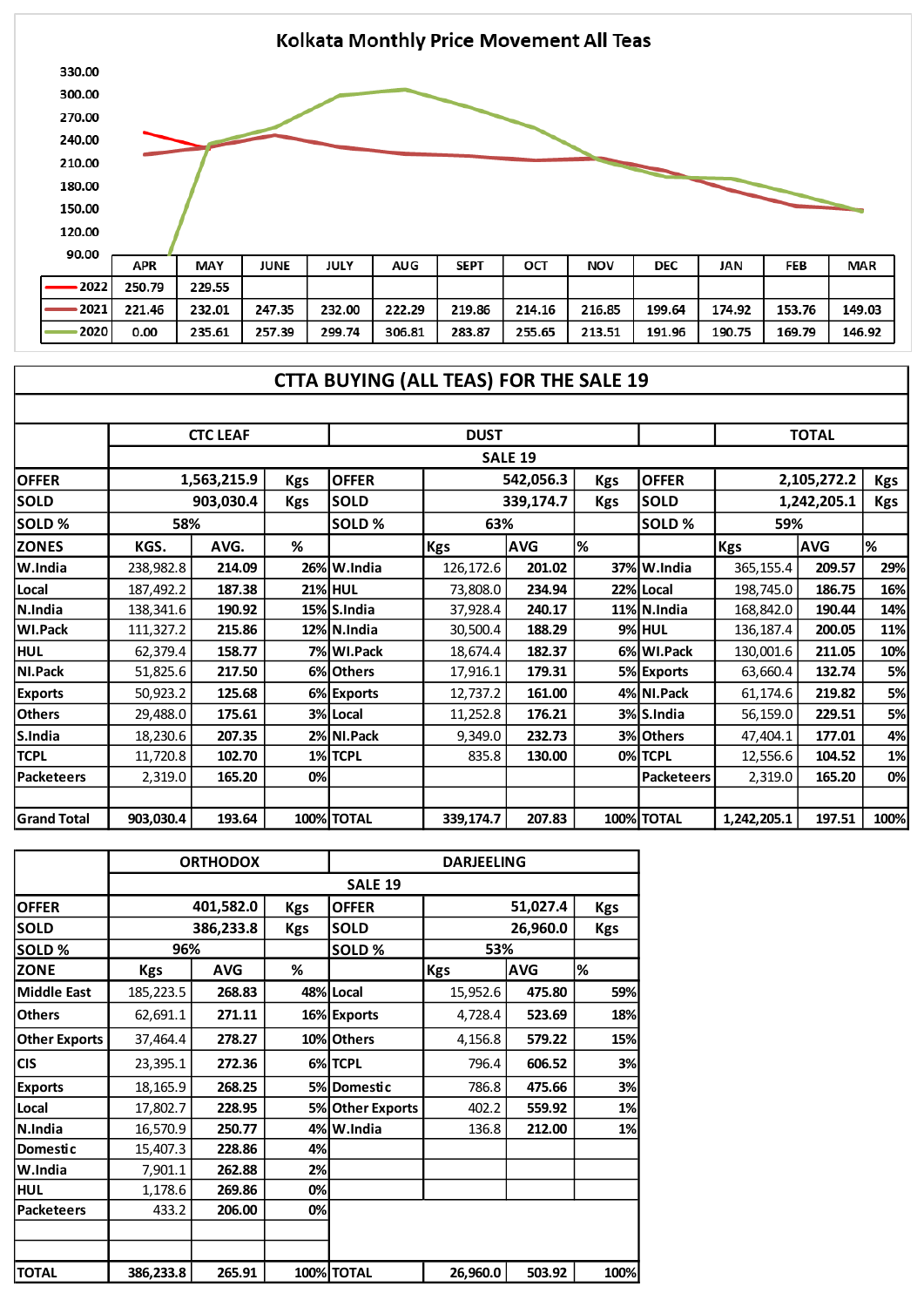## Kolkata Monthly Price Movement All Teas

| | APR | MAY | JUNE | JULY | AUG | SEPT | OCT | NOV | DEC | JAN | FEB | MAR |
|---|---|---|---|---|---|---|---|---|---|---|---|---|
| 2022 | 250.79 | 229.55 | | | | | | | | | | |
| 2021 | 221.46 | 232.01 | 247.35 | 232.00 | 222.29 | 219.86 | 214.16 | 216.85 | 199.64 | 174.92 | 153.76 | 149.03 |
| 2020 | 0.00 | 235.61 | 257.39 | 299.74 | 306.81 | 283.87 | 255.65 | 213.51 | 191.96 | 190.75 | 169.79 | 146.92 |

## CTTA BUYING (ALL TEAS) FOR THE SALE 19

| | CTC LEAF | | | DUST | | | | TOTAL | | |
|---|---|---|---|---|---|---|---|---|---|---|
| | SALE 19 | | | | | | | | | |
| OFFER | 1,563,215.9 | | Kgs | OFFER | 542,056.3 | | Kgs | OFFER | 2,105,272.2 | Kgs |
| SOLD | 903,030.4 | | Kgs | SOLD | 339,174.7 | | Kgs | SOLD | 1,242,205.1 | Kgs |
| SOLD % | 58% | | | SOLD % | 63% | | | SOLD % | 59% | |
| ZONES | KGS. | AVG. | % | | Kgs | AVG | % | | Kgs | AVG | % |
| W.India | 238,982.8 | 214.09 | 26% | W.India | 126,172.6 | 201.02 | 37% | W.India | 365,155.4 | 209.57 | 29% |
| Local | 187,492.2 | 187.38 | 21% | HUL | 73,808.0 | 234.94 | 22% | Local | 198,745.0 | 186.75 | 16% |
| N.India | 138,341.6 | 190.92 | 15% | S.India | 37,928.4 | 240.17 | 11% | N.India | 168,842.0 | 190.44 | 14% |
| WI.Pack | 111,327.2 | 215.86 | 12% | N.India | 30,500.4 | 188.29 | 9% | HUL | 136,187.4 | 200.05 | 11% |
| HUL | 62,379.4 | 158.77 | 7% | WI.Pack | 18,674.4 | 182.37 | 6% | WI.Pack | 130,001.6 | 211.05 | 10% |
| NI.Pack | 51,825.6 | 217.50 | 6% | Others | 17,916.1 | 179.31 | 5% | Exports | 63,660.4 | 132.74 | 5% |
| Exports | 50,923.2 | 125.68 | 6% | Exports | 12,737.2 | 161.00 | 4% | NI.Pack | 61,174.6 | 219.82 | 5% |
| Others | 29,488.0 | 175.61 | 3% | Local | 11,252.8 | 176.21 | 3% | S.India | 56,159.0 | 229.51 | 5% |
| S.India | 18,230.6 | 207.35 | 2% | NI.Pack | 9,349.0 | 232.73 | 3% | Others | 47,404.1 | 177.01 | 4% |
| TCPL | 11,720.8 | 102.70 | 1% | TCPL | 835.8 | 130.00 | 0% | TCPL | 12,556.6 | 104.52 | 1% |
| Packeteers | 2,319.0 | 165.20 | 0% | | | | | Packeteers | 2,319.0 | 165.20 | 0% |
| Grand Total | 903,030.4 | 193.64 | 100% | TOTAL | 339,174.7 | 207.83 | 100% | TOTAL | 1,242,205.1 | 197.51 | 100% |

| | ORTHODOX | | | DARJEELING | | | |
|---|---|---|---|---|---|---|---|
| | SALE 19 | | | | | | |
| OFFER | 401,582.0 | | Kgs | OFFER | 51,027.4 | | Kgs |
| SOLD | 386,233.8 | | Kgs | SOLD | 26,960.0 | | Kgs |
| SOLD % | 96% | | | SOLD % | 53% | | |
| ZONE | Kgs | AVG | % | | Kgs | AVG | % |
| Middle East | 185,223.5 | 268.83 | 48% | Local | 15,952.6 | 475.80 | 59% |
| Others | 62,691.1 | 271.11 | 16% | Exports | 4,728.4 | 523.69 | 18% |
| Other Exports | 37,464.4 | 278.27 | 10% | Others | 4,156.8 | 579.22 | 15% |
| CIS | 23,395.1 | 272.36 | 6% | TCPL | 796.4 | 606.52 | 3% |
| Exports | 18,165.9 | 268.25 | 5% | Domestic | 786.8 | 475.66 | 3% |
| Local | 17,802.7 | 228.95 | 5% | Other Exports | 402.2 | 559.92 | 1% |
| N.India | 16,570.9 | 250.77 | 4% | W.India | 136.8 | 212.00 | 1% |
| Domestic | 15,407.3 | 228.86 | 4% | | | | |
| W.India | 7,901.1 | 262.88 | 2% | | | | |
| HUL | 1,178.6 | 269.86 | 0% | | | | |
| Packeteers | 433.2 | 206.00 | 0% | | | | |
| TOTAL | 386,233.8 | 265.91 | 100% | TOTAL | 26,960.0 | 503.92 | 100% |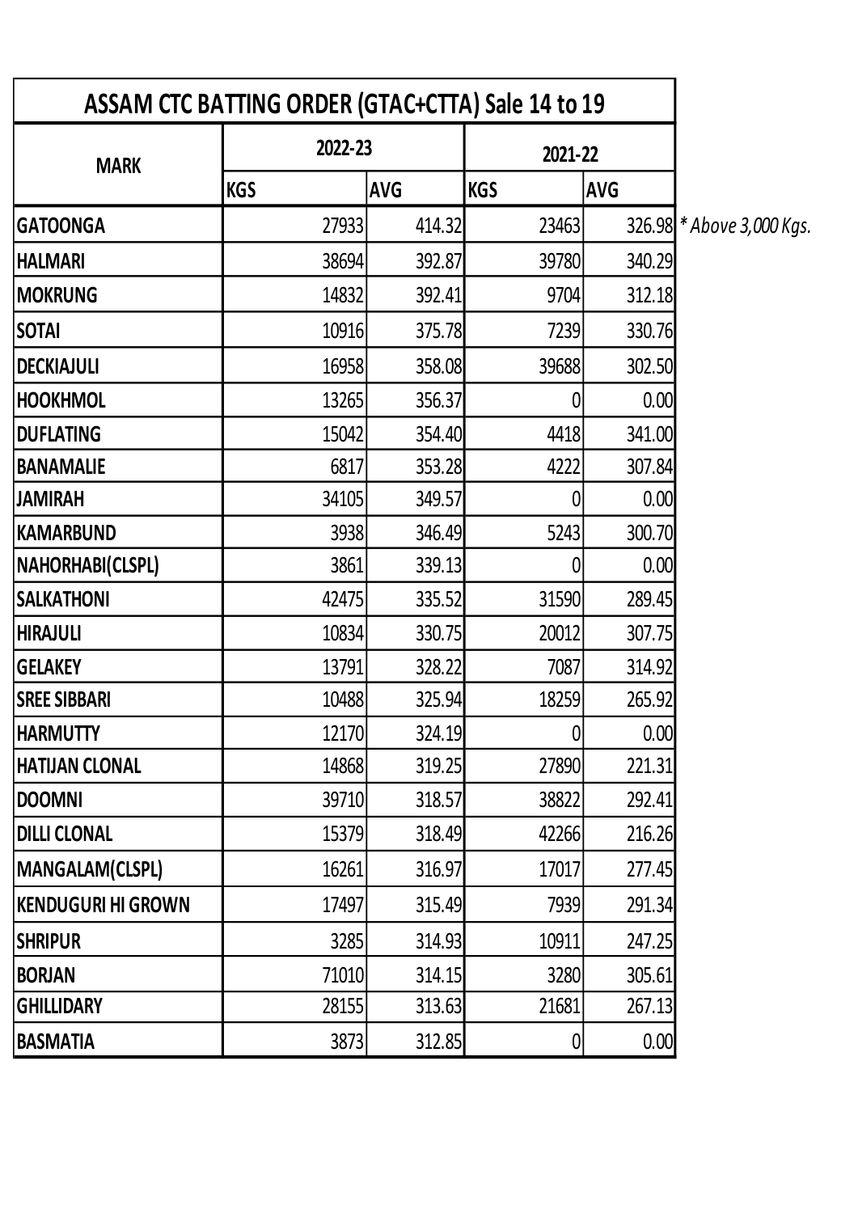| ASSAM CTC BATTING ORDER (GTAC+CTTA) Sale 14 to 19 | | | | |
|---|---|---|---|---|
| MARK | 2022-23 | | 2021-22 | |
| | KGS | AVG | KGS | AVG |
| GATOONGA | 27933 | 414.32 | 23463 | 326.98 |
| HALMARI | 38694 | 392.87 | 39780 | 340.29 |
| MOKRUNG | 14832 | 392.41 | 9704 | 312.18 |
| SOTAI | 10916 | 375.78 | 7239 | 330.76 |
| DECKIAJULI | 16958 | 358.08 | 39688 | 302.50 |
| HOOKHMOL | 13265 | 356.37 | 0 | 0.00 |
| DUFLATING | 15042 | 354.40 | 4418 | 341.00 |
| BANAMALIE | 6817 | 353.28 | 4222 | 307.84 |
| JAMIRAH | 34105 | 349.57 | 0 | 0.00 |
| KAMARBUND | 3938 | 346.49 | 5243 | 300.70 |
| NAHORHABI(CLSPL) | 3861 | 339.13 | 0 | 0.00 |
| SALKATHONI | 42475 | 335.52 | 31590 | 289.45 |
| HIRAJULI | 10834 | 330.75 | 20012 | 307.75 |
| GELAKEY | 13791 | 328.22 | 7087 | 314.92 |
| SREE SIBBARI | 10488 | 325.94 | 18259 | 265.92 |
| HARMUTTY | 12170 | 324.19 | 0 | 0.00 |
| HATIJAN CLONAL | 14868 | 319.25 | 27890 | 221.31 |
| DOOMNI | 39710 | 318.57 | 38822 | 292.41 |
| DILLI CLONAL | 15379 | 318.49 | 42266 | 216.26 |
| MANGALAM(CLSPL) | 16261 | 316.97 | 17017 | 277.45 |
| KENDUGURI HI GROWN | 17497 | 315.49 | 7939 | 291.34 |
| SHRIPUR | 3285 | 314.93 | 10911 | 247.25 |
| BORJAN | 71010 | 314.15 | 3280 | 305.61 |
| GHILLIDARY | 28155 | 313.63 | 21681 | 267.13 |
| BASMATIA | 3873 | 312.85 | 0 | 0.00 |

*\* Above 3,000 Kgs.*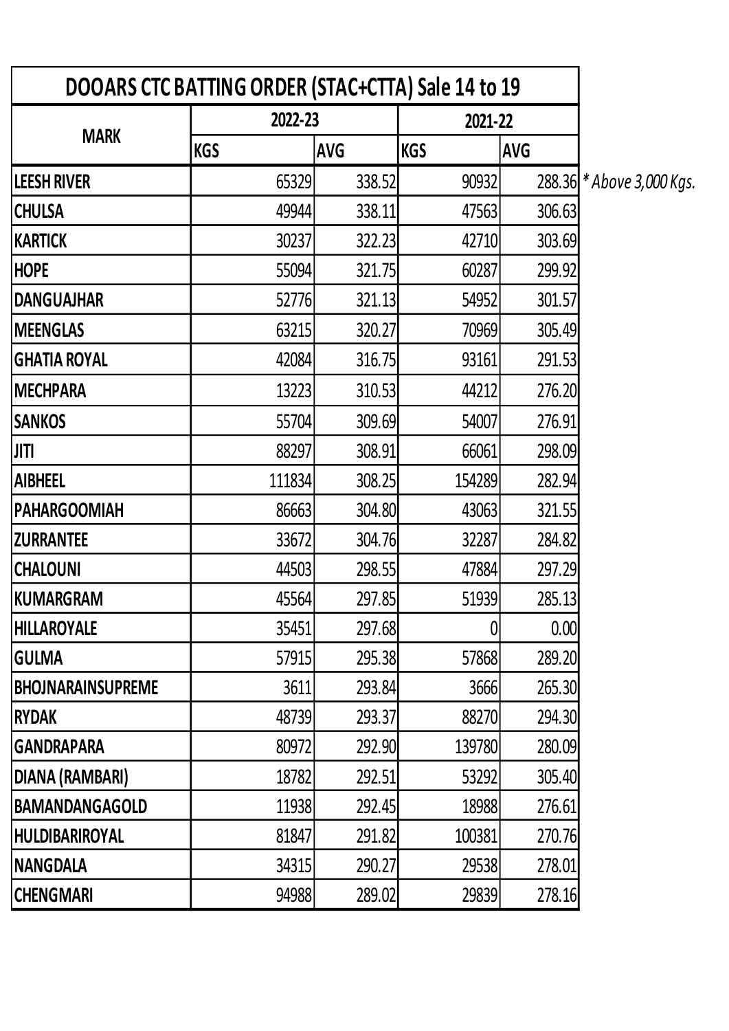| DOOARS CTC BATTING ORDER (STAC+CTTA) Sale 14 to 19 | | | | | |
|---|---|---|---|---|---|
| MARK | 2022-23 | | 2021-22 | | |
| | KGS | AVG | KGS | AVG | |
| LEESH RIVER | 65329 | 338.52 | 90932 | 288.36 | *Above 3,000 Kgs.* |
| CHULSA | 49944 | 338.11 | 47563 | 306.63 | |
| KARTICK | 30237 | 322.23 | 42710 | 303.69 | |
| HOPE | 55094 | 321.75 | 60287 | 299.92 | |
| DANGUAJHAR | 52776 | 321.13 | 54952 | 301.57 | |
| MEENGLAS | 63215 | 320.27 | 70969 | 305.49 | |
| GHATIA ROYAL | 42084 | 316.75 | 93161 | 291.53 | |
| MECHPARA | 13223 | 310.53 | 44212 | 276.20 | |
| SANKOS | 55704 | 309.69 | 54007 | 276.91 | |
| JITI | 88297 | 308.91 | 66061 | 298.09 | |
| AIBHEEL | 111834 | 308.25 | 154289 | 282.94 | |
| PAHARGOOMIAH | 86663 | 304.80 | 43063 | 321.55 | |
| ZURRANTEE | 33672 | 304.76 | 32287 | 284.82 | |
| CHALOUNI | 44503 | 298.55 | 47884 | 297.29 | |
| KUMARGRAM | 45564 | 297.85 | 51939 | 285.13 | |
| HILLAROYALE | 35451 | 297.68 | 0 | 0.00 | |
| GULMA | 57915 | 295.38 | 57868 | 289.20 | |
| BHOJNARAINSUPREME | 3611 | 293.84 | 3666 | 265.30 | |
| RYDAK | 48739 | 293.37 | 88270 | 294.30 | |
| GANDRAPARA | 80972 | 292.90 | 139780 | 280.09 | |
| DIANA (RAMBARI) | 18782 | 292.51 | 53292 | 305.40 | |
| BAMANDANGAGOLD | 11938 | 292.45 | 18988 | 276.61 | |
| HULDIBARIROYAL | 81847 | 291.82 | 100381 | 270.76 | |
| NANGDALA | 34315 | 290.27 | 29538 | 278.01 | |
| CHENGMARI | 94988 | 289.02 | 29839 | 278.16 | |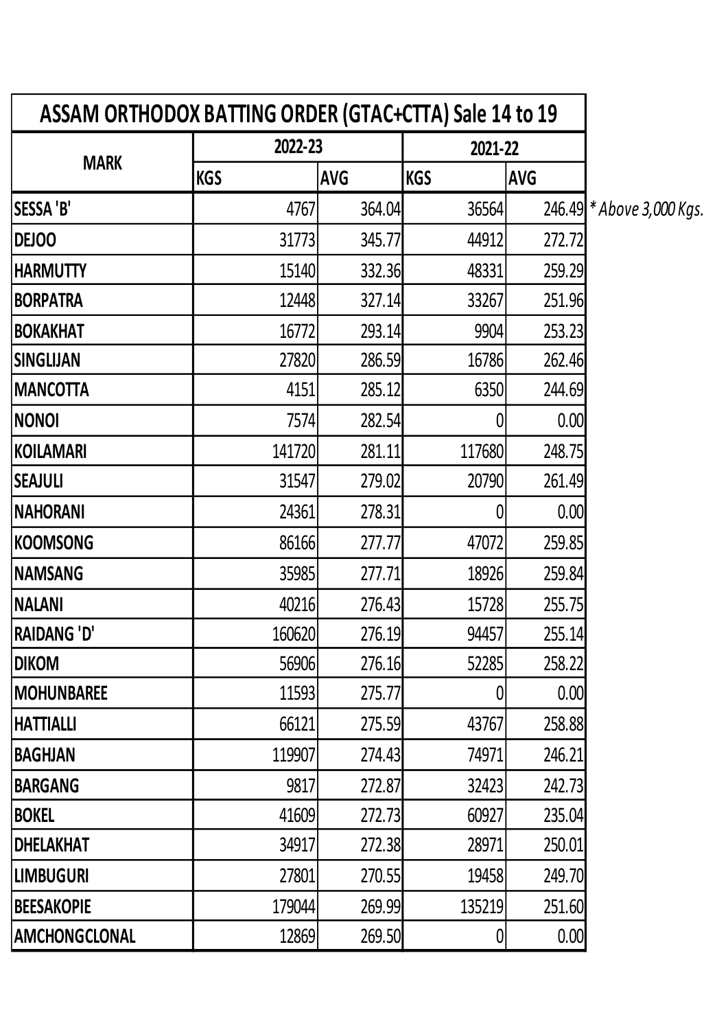| ASSAM ORTHODOX BATTING ORDER (GTAC+CTTA) Sale 14 to 19 | | | | |
|---|---|---|---|---|
| MARK | 2022-23 | | 2021-22 | |
| | KGS | AVG | KGS | AVG |
| SESSA 'B' | 4767 | 364.04 | 36564 | 246.49 |
| DEJOO | 31773 | 345.77 | 44912 | 272.72 |
| HARMUTTY | 15140 | 332.36 | 48331 | 259.29 |
| BORPATRA | 12448 | 327.14 | 33267 | 251.96 |
| BOKAKHAT | 16772 | 293.14 | 9904 | 253.23 |
| SINGLIJAN | 27820 | 286.59 | 16786 | 262.46 |
| MANCOTTA | 4151 | 285.12 | 6350 | 244.69 |
| NONOI | 7574 | 282.54 | 0 | 0.00 |
| KOILAMARI | 141720 | 281.11 | 117680 | 248.75 |
| SEAJULI | 31547 | 279.02 | 20790 | 261.49 |
| NAHORANI | 24361 | 278.31 | 0 | 0.00 |
| KOOMSONG | 86166 | 277.77 | 47072 | 259.85 |
| NAMSANG | 35985 | 277.71 | 18926 | 259.84 |
| NALANI | 40216 | 276.43 | 15728 | 255.75 |
| RAIDANG 'D' | 160620 | 276.19 | 94457 | 255.14 |
| DIKOM | 56906 | 276.16 | 52285 | 258.22 |
| MOHUNBAREE | 11593 | 275.77 | 0 | 0.00 |
| HATTIALLI | 66121 | 275.59 | 43767 | 258.88 |
| BAGHJAN | 119907 | 274.43 | 74971 | 246.21 |
| BARGANG | 9817 | 272.87 | 32423 | 242.73 |
| BOKEL | 41609 | 272.73 | 60927 | 235.04 |
| DHELAKHAT | 34917 | 272.38 | 28971 | 250.01 |
| LIMBUGURI | 27801 | 270.55 | 19458 | 249.70 |
| BEESAKOPIE | 179044 | 269.99 | 135219 | 251.60 |
| AMCHONGCLONAL | 12869 | 269.50 | 0 | 0.00 |

*\* Above 3,000 Kgs.*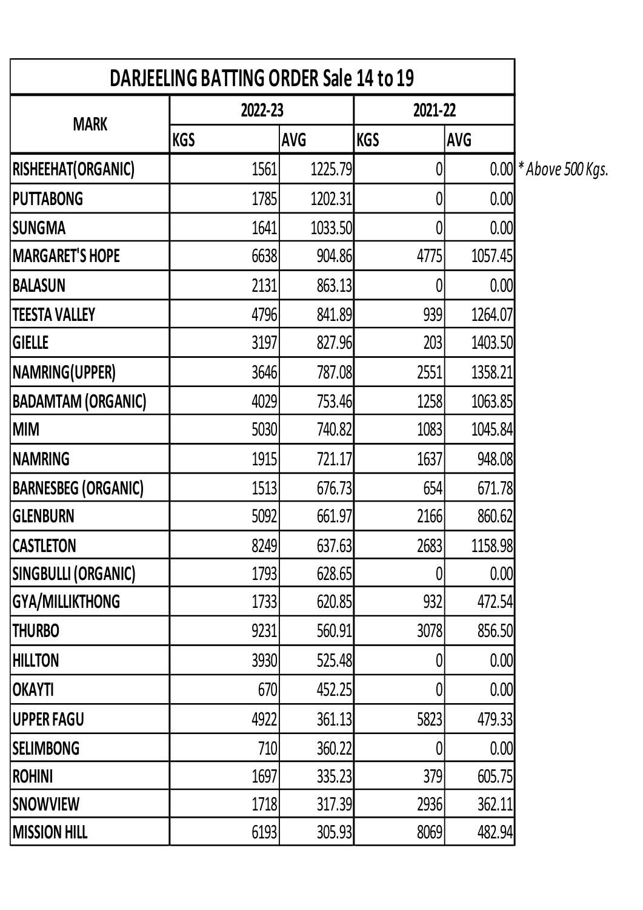| DARJEELING BATTING ORDER Sale 14 to 19 | | | | |
|---|---|---|---|---|
| MARK | 2022-23 | | 2021-22 | |
| | KGS | AVG | KGS | AVG |
| RISHEEHAT(ORGANIC) | 1561 | 1225.79 | 0 | 0.00 |
| PUTTABONG | 1785 | 1202.31 | 0 | 0.00 |
| SUNGMA | 1641 | 1033.50 | 0 | 0.00 |
| MARGARET'S HOPE | 6638 | 904.86 | 4775 | 1057.45 |
| BALASUN | 2131 | 863.13 | 0 | 0.00 |
| TEESTA VALLEY | 4796 | 841.89 | 939 | 1264.07 |
| GIELLE | 3197 | 827.96 | 203 | 1403.50 |
| NAMRING(UPPER) | 3646 | 787.08 | 2551 | 1358.21 |
| BADAMTAM (ORGANIC) | 4029 | 753.46 | 1258 | 1063.85 |
| MIM | 5030 | 740.82 | 1083 | 1045.84 |
| NAMRING | 1915 | 721.17 | 1637 | 948.08 |
| BARNESBEG (ORGANIC) | 1513 | 676.73 | 654 | 671.78 |
| GLENBURN | 5092 | 661.97 | 2166 | 860.62 |
| CASTLETON | 8249 | 637.63 | 2683 | 1158.98 |
| SINGBULLI (ORGANIC) | 1793 | 628.65 | 0 | 0.00 |
| GYA/MILLIKTHONG | 1733 | 620.85 | 932 | 472.54 |
| THURBO | 9231 | 560.91 | 3078 | 856.50 |
| HILLTON | 3930 | 525.48 | 0 | 0.00 |
| OKAYTI | 670 | 452.25 | 0 | 0.00 |
| UPPER FAGU | 4922 | 361.13 | 5823 | 479.33 |
| SELIMBONG | 710 | 360.22 | 0 | 0.00 |
| ROHINI | 1697 | 335.23 | 379 | 605.75 |
| SNOWVIEW | 1718 | 317.39 | 2936 | 362.11 |
| MISSION HILL | 6193 | 305.93 | 8069 | 482.94 |

*\* Above 500 Kgs.*